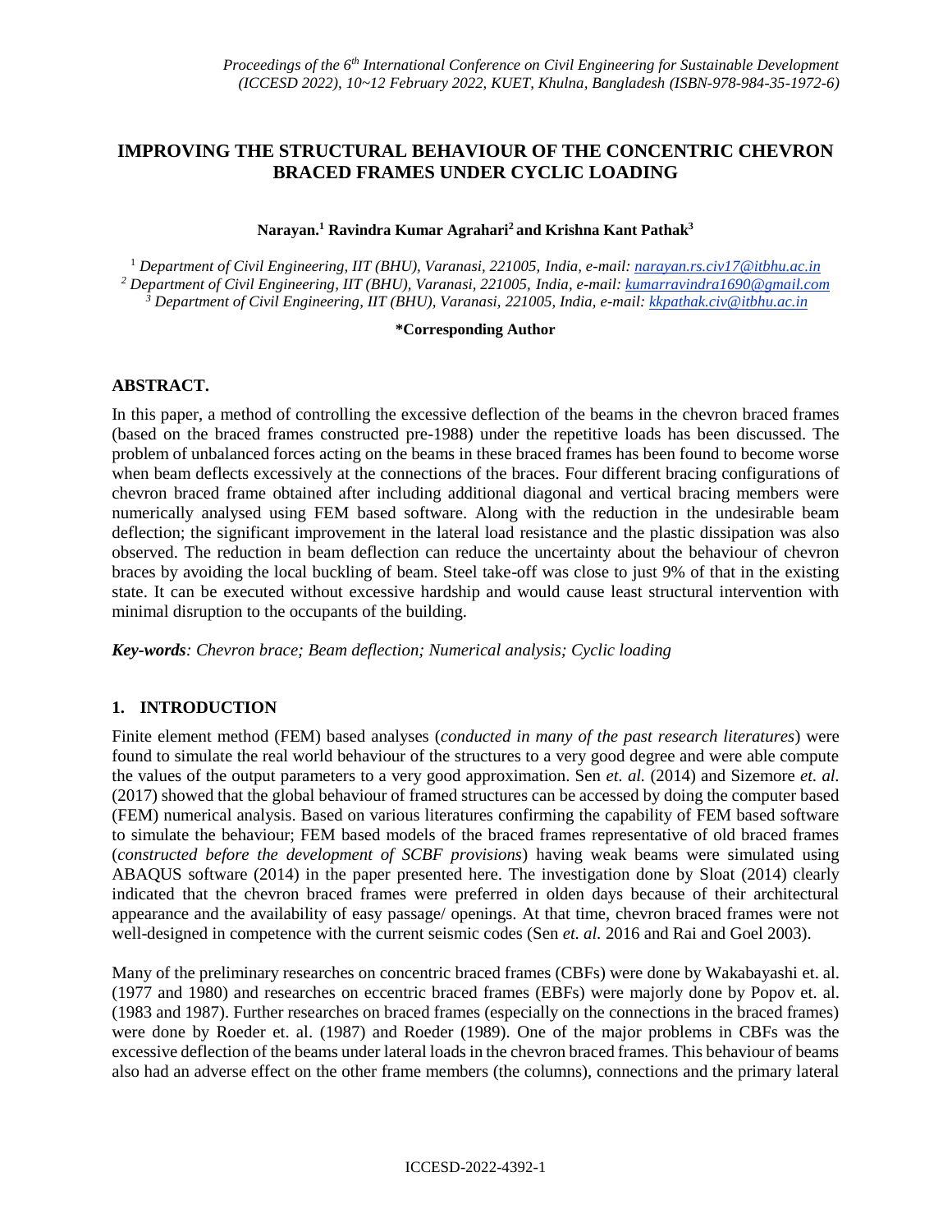# IMPROVING THE STRUCTURAL BEHAVIOUR OF THE CONCENTRIC CHEVRON BRACED FRAMES UNDER CYCLIC LOADING

**Narayan.[1] Ravindra Kumar Agrahari[2] and Krishna Kant Pathak[3]**

[1] *Department of Civil Engineering, IIT (BHU), Varanasi, 221005, India, e-mail: narayan.rs.civ17@itbhu.ac.in*
[2] *Department of Civil Engineering, IIT (BHU), Varanasi, 221005, India, e-mail: kumarravindra1690@gmail.com*
[3] *Department of Civil Engineering, IIT (BHU), Varanasi, 221005, India, e-mail: kkpathak.civ@itbhu.ac.in*

**\*Corresponding Author**

## ABSTRACT.

In this paper, a method of controlling the excessive deflection of the beams in the chevron braced frames (based on the braced frames constructed pre-1988) under the repetitive loads has been discussed. The problem of unbalanced forces acting on the beams in these braced frames has been found to become worse when beam deflects excessively at the connections of the braces. Four different bracing configurations of chevron braced frame obtained after including additional diagonal and vertical bracing members were numerically analysed using FEM based software. Along with the reduction in the undesirable beam deflection; the significant improvement in the lateral load resistance and the plastic dissipation was also observed. The reduction in beam deflection can reduce the uncertainty about the behaviour of chevron braces by avoiding the local buckling of beam. Steel take-off was close to just 9% of that in the existing state. It can be executed without excessive hardship and would cause least structural intervention with minimal disruption to the occupants of the building.

***Key-words****: Chevron brace; Beam deflection; Numerical analysis; Cyclic loading*

## 1. INTRODUCTION

Finite element method (FEM) based analyses (*conducted in many of the past research literatures*) were found to simulate the real world behaviour of the structures to a very good degree and were able compute the values of the output parameters to a very good approximation. Sen *et. al.* (2014) and Sizemore *et. al.* (2017) showed that the global behaviour of framed structures can be accessed by doing the computer based (FEM) numerical analysis. Based on various literatures confirming the capability of FEM based software to simulate the behaviour; FEM based models of the braced frames representative of old braced frames (*constructed before the development of SCBF provisions*) having weak beams were simulated using ABAQUS software (2014) in the paper presented here. The investigation done by Sloat (2014) clearly indicated that the chevron braced frames were preferred in olden days because of their architectural appearance and the availability of easy passage/ openings. At that time, chevron braced frames were not well-designed in competence with the current seismic codes (Sen *et. al.* 2016 and Rai and Goel 2003).

Many of the preliminary researches on concentric braced frames (CBFs) were done by Wakabayashi et. al. (1977 and 1980) and researches on eccentric braced frames (EBFs) were majorly done by Popov et. al. (1983 and 1987). Further researches on braced frames (especially on the connections in the braced frames) were done by Roeder et. al. (1987) and Roeder (1989). One of the major problems in CBFs was the excessive deflection of the beams under lateral loads in the chevron braced frames. This behaviour of beams also had an adverse effect on the other frame members (the columns), connections and the primary lateral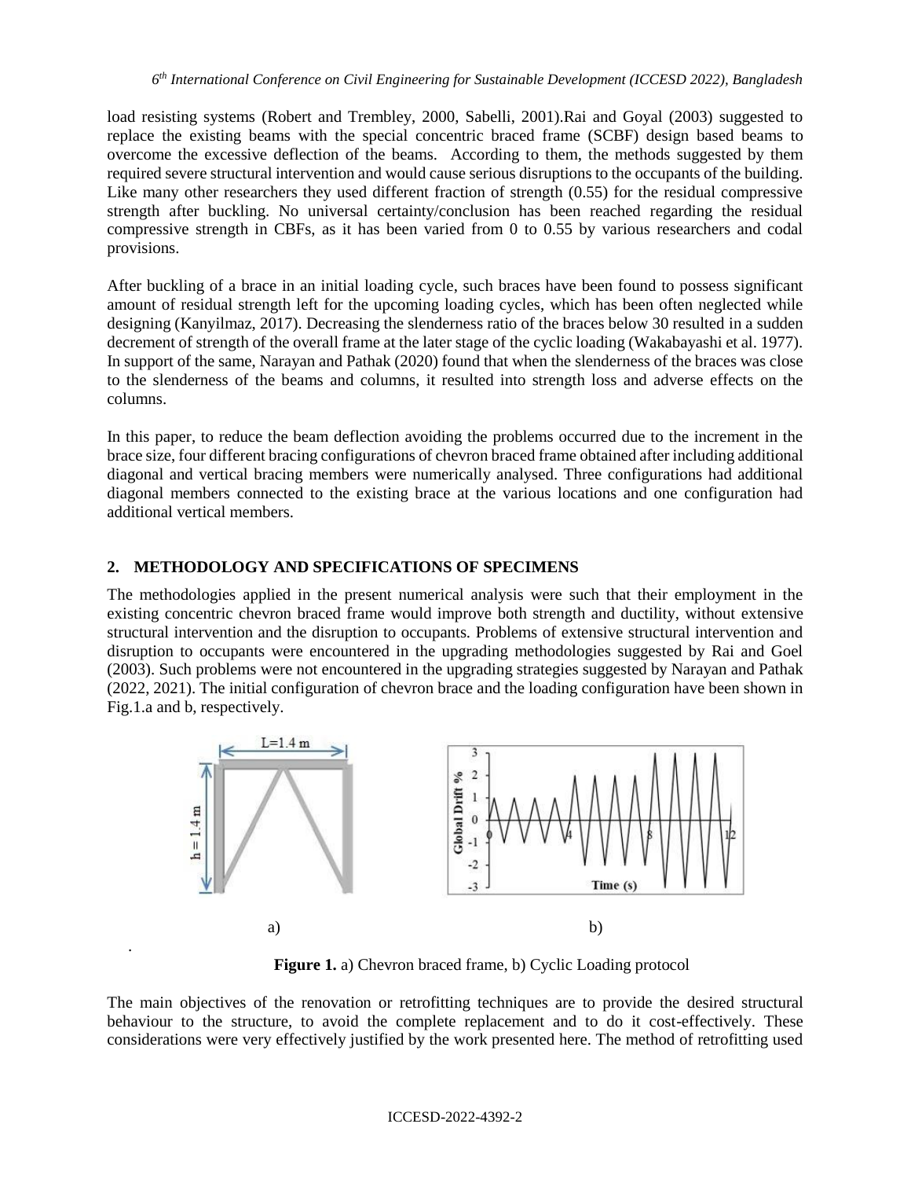load resisting systems (Robert and Trembley, 2000, Sabelli, 2001).Rai and Goyal (2003) suggested to replace the existing beams with the special concentric braced frame (SCBF) design based beams to overcome the excessive deflection of the beams. According to them, the methods suggested by them required severe structural intervention and would cause serious disruptions to the occupants of the building. Like many other researchers they used different fraction of strength (0.55) for the residual compressive strength after buckling. No universal certainty/conclusion has been reached regarding the residual compressive strength in CBFs, as it has been varied from 0 to 0.55 by various researchers and codal provisions.

After buckling of a brace in an initial loading cycle, such braces have been found to possess significant amount of residual strength left for the upcoming loading cycles, which has been often neglected while designing (Kanyilmaz, 2017). Decreasing the slenderness ratio of the braces below 30 resulted in a sudden decrement of strength of the overall frame at the later stage of the cyclic loading (Wakabayashi et al. 1977). In support of the same, Narayan and Pathak (2020) found that when the slenderness of the braces was close to the slenderness of the beams and columns, it resulted into strength loss and adverse effects on the columns.

In this paper, to reduce the beam deflection avoiding the problems occurred due to the increment in the brace size, four different bracing configurations of chevron braced frame obtained after including additional diagonal and vertical bracing members were numerically analysed. Three configurations had additional diagonal members connected to the existing brace at the various locations and one configuration had additional vertical members.

## 2. METHODOLOGY AND SPECIFICATIONS OF SPECIMENS

The methodologies applied in the present numerical analysis were such that their employment in the existing concentric chevron braced frame would improve both strength and ductility, without extensive structural intervention and the disruption to occupants. Problems of extensive structural intervention and disruption to occupants were encountered in the upgrading methodologies suggested by Rai and Goel (2003). Such problems were not encountered in the upgrading strategies suggested by Narayan and Pathak (2022, 2021). The initial configuration of chevron brace and the loading configuration have been shown in Fig.1.a and b, respectively.

**Figure 1.** a) Chevron braced frame, b) Cyclic Loading protocol

The main objectives of the renovation or retrofitting techniques are to provide the desired structural behaviour to the structure, to avoid the complete replacement and to do it cost-effectively. These considerations were very effectively justified by the work presented here. The method of retrofitting used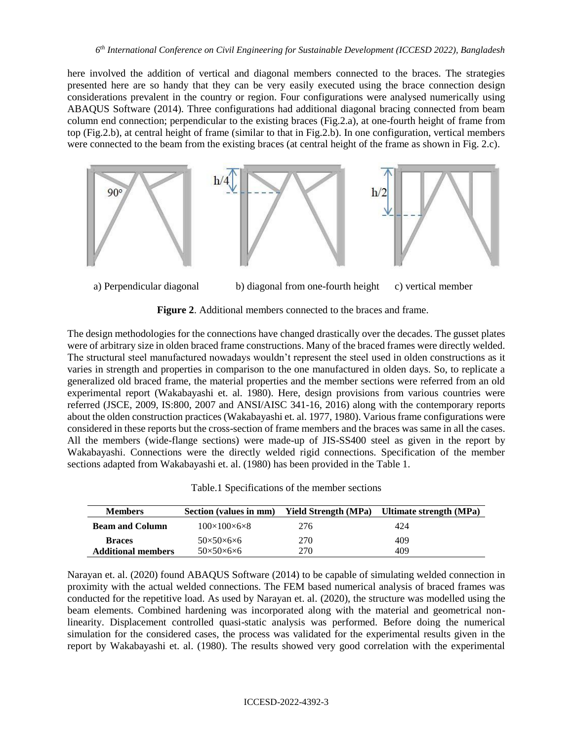here involved the addition of vertical and diagonal members connected to the braces. The strategies presented here are so handy that they can be very easily executed using the brace connection design considerations prevalent in the country or region. Four configurations were analysed numerically using ABAQUS Software (2014). Three configurations had additional diagonal bracing connected from beam column end connection; perpendicular to the existing braces (Fig.2.a), at one-fourth height of frame from top (Fig.2.b), at central height of frame (similar to that in Fig.2.b). In one configuration, vertical members were connected to the beam from the existing braces (at central height of the frame as shown in Fig. 2.c).

a) Perpendicular diagonal b) diagonal from one-fourth height c) vertical member

**Figure 2**. Additional members connected to the braces and frame.

The design methodologies for the connections have changed drastically over the decades. The gusset plates were of arbitrary size in olden braced frame constructions. Many of the braced frames were directly welded. The structural steel manufactured nowadays wouldn't represent the steel used in olden constructions as it varies in strength and properties in comparison to the one manufactured in olden days. So, to replicate a generalized old braced frame, the material properties and the member sections were referred from an old experimental report (Wakabayashi et. al. 1980). Here, design provisions from various countries were referred (JSCE, 2009, IS:800, 2007 and ANSI/AISC 341-16, 2016) along with the contemporary reports about the olden construction practices (Wakabayashi et. al. 1977, 1980). Various frame configurations were considered in these reports but the cross-section of frame members and the braces was same in all the cases. All the members (wide-flange sections) were made-up of JIS-SS400 steel as given in the report by Wakabayashi. Connections were the directly welded rigid connections. Specification of the member sections adapted from Wakabayashi et. al. (1980) has been provided in the Table 1.

Table.1 Specifications of the member sections

| Members | Section (values in mm) | Yield Strength (MPa) | Ultimate strength (MPa) |
|---|---|---|---|
| **Beam and Column** | 100×100×6×8 | 276 | 424 |
| **Braces** | 50×50×6×6 | 270 | 409 |
| **Additional members** | 50×50×6×6 | 270 | 409 |

Narayan et. al. (2020) found ABAQUS Software (2014) to be capable of simulating welded connection in proximity with the actual welded connections. The FEM based numerical analysis of braced frames was conducted for the repetitive load. As used by Narayan et. al. (2020), the structure was modelled using the beam elements. Combined hardening was incorporated along with the material and geometrical non-linearity. Displacement controlled quasi-static analysis was performed. Before doing the numerical simulation for the considered cases, the process was validated for the experimental results given in the report by Wakabayashi et. al. (1980). The results showed very good correlation with the experimental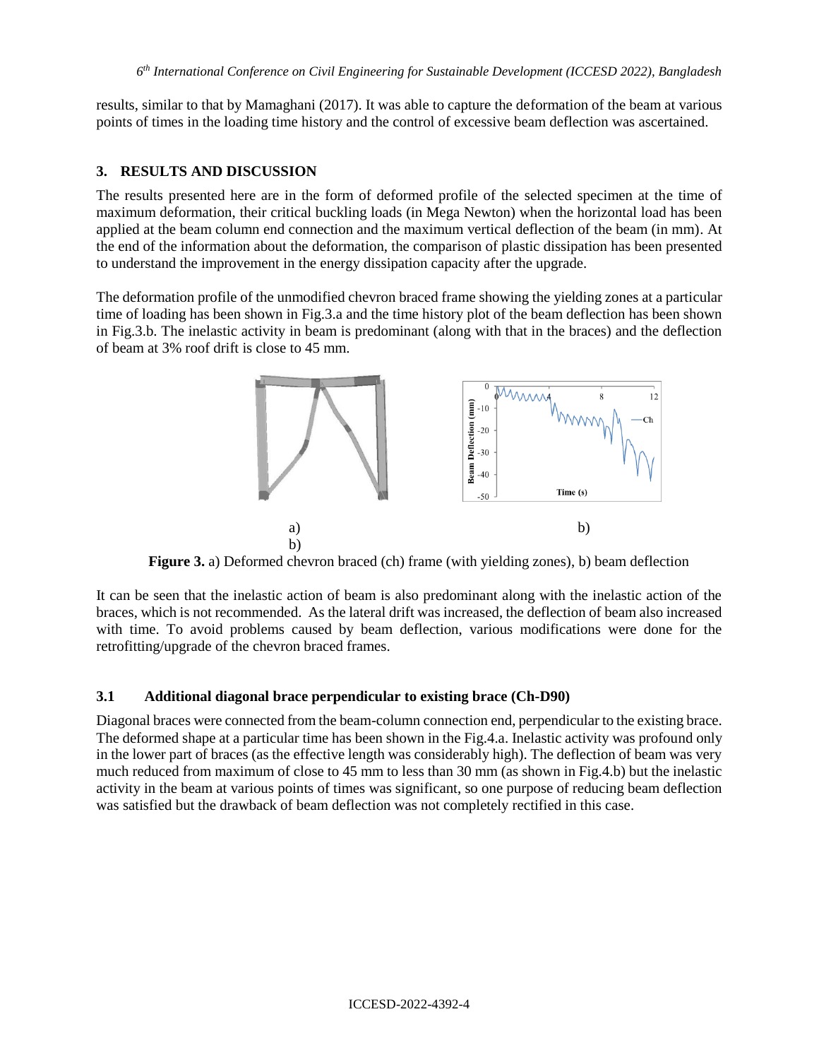results, similar to that by Mamaghani (2017). It was able to capture the deformation of the beam at various points of times in the loading time history and the control of excessive beam deflection was ascertained.

## 3. RESULTS AND DISCUSSION

The results presented here are in the form of deformed profile of the selected specimen at the time of maximum deformation, their critical buckling loads (in Mega Newton) when the horizontal load has been applied at the beam column end connection and the maximum vertical deflection of the beam (in mm). At the end of the information about the deformation, the comparison of plastic dissipation has been presented to understand the improvement in the energy dissipation capacity after the upgrade.

The deformation profile of the unmodified chevron braced frame showing the yielding zones at a particular time of loading has been shown in Fig.3.a and the time history plot of the beam deflection has been shown in Fig.3.b. The inelastic activity in beam is predominant (along with that in the braces) and the deflection of beam at 3% roof drift is close to 45 mm.

a) b)

**Figure 3.** a) Deformed chevron braced (ch) frame (with yielding zones), b) beam deflection

It can be seen that the inelastic action of beam is also predominant along with the inelastic action of the braces, which is not recommended. As the lateral drift was increased, the deflection of beam also increased with time. To avoid problems caused by beam deflection, various modifications were done for the retrofitting/upgrade of the chevron braced frames.

### 3.1 Additional diagonal brace perpendicular to existing brace (Ch-D90)

Diagonal braces were connected from the beam-column connection end, perpendicular to the existing brace. The deformed shape at a particular time has been shown in the Fig.4.a. Inelastic activity was profound only in the lower part of braces (as the effective length was considerably high). The deflection of beam was very much reduced from maximum of close to 45 mm to less than 30 mm (as shown in Fig.4.b) but the inelastic activity in the beam at various points of times was significant, so one purpose of reducing beam deflection was satisfied but the drawback of beam deflection was not completely rectified in this case.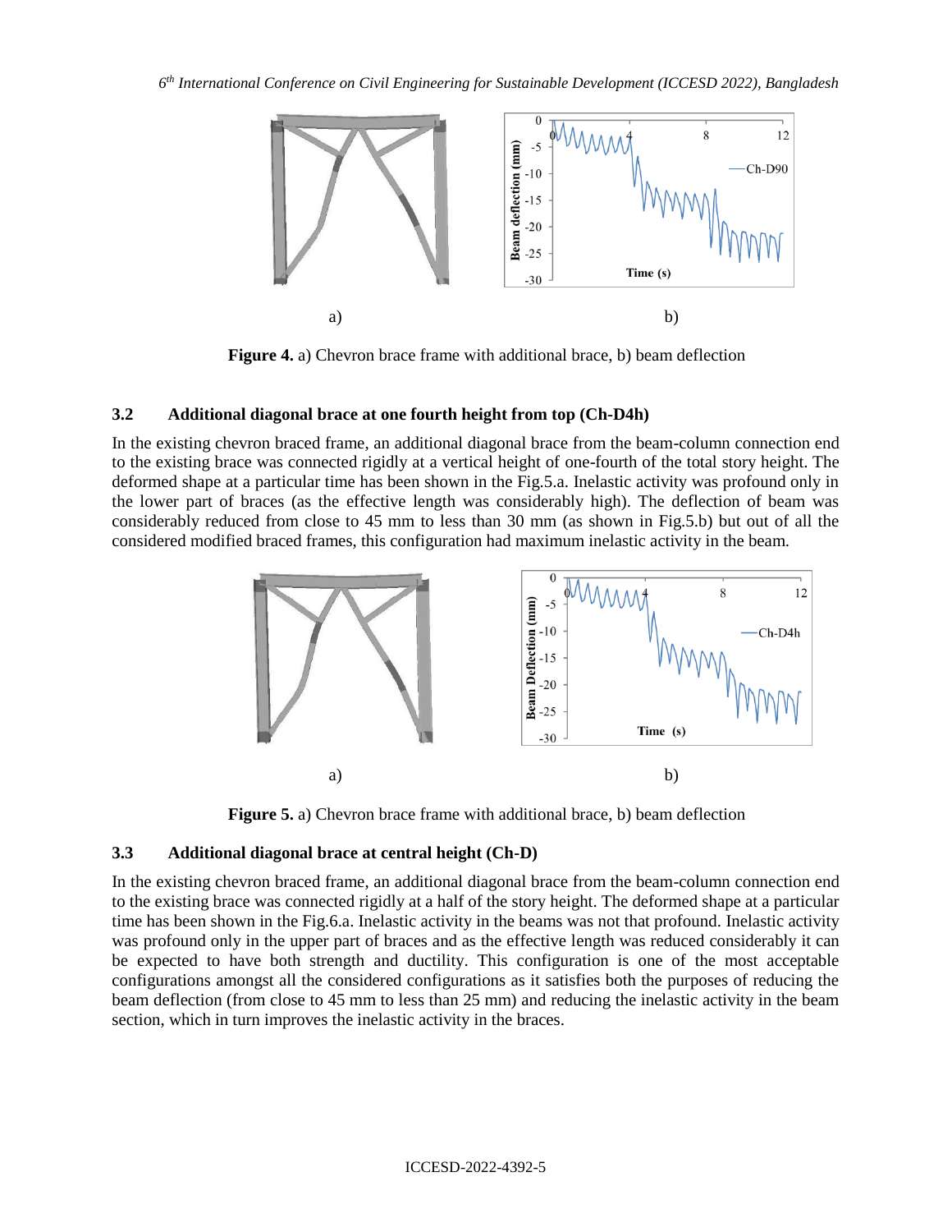**Figure 4.** a) Chevron brace frame with additional brace, b) beam deflection

### 3.2 Additional diagonal brace at one fourth height from top (Ch-D4h)

In the existing chevron braced frame, an additional diagonal brace from the beam-column connection end to the existing brace was connected rigidly at a vertical height of one-fourth of the total story height. The deformed shape at a particular time has been shown in the Fig.5.a. Inelastic activity was profound only in the lower part of braces (as the effective length was considerably high). The deflection of beam was considerably reduced from close to 45 mm to less than 30 mm (as shown in Fig.5.b) but out of all the considered modified braced frames, this configuration had maximum inelastic activity in the beam.

**Figure 5.** a) Chevron brace frame with additional brace, b) beam deflection

### 3.3 Additional diagonal brace at central height (Ch-D)

In the existing chevron braced frame, an additional diagonal brace from the beam-column connection end to the existing brace was connected rigidly at a half of the story height. The deformed shape at a particular time has been shown in the Fig.6.a. Inelastic activity in the beams was not that profound. Inelastic activity was profound only in the upper part of braces and as the effective length was reduced considerably it can be expected to have both strength and ductility. This configuration is one of the most acceptable configurations amongst all the considered configurations as it satisfies both the purposes of reducing the beam deflection (from close to 45 mm to less than 25 mm) and reducing the inelastic activity in the beam section, which in turn improves the inelastic activity in the braces.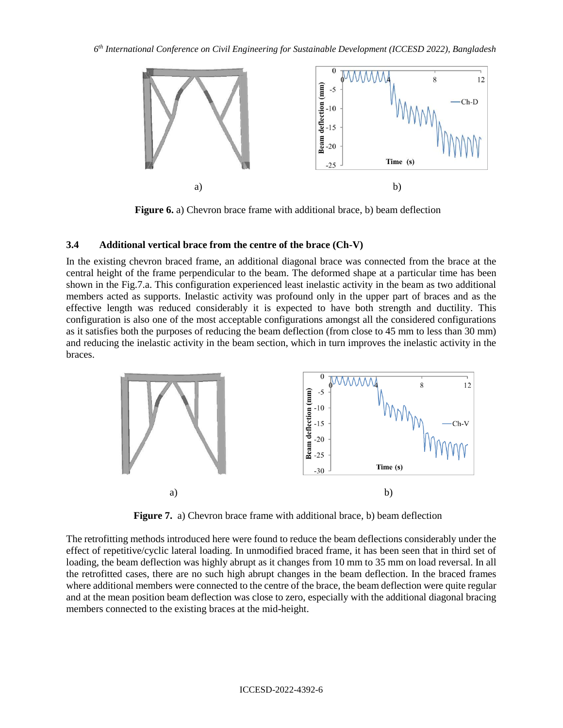Figure 6. a) Chevron brace frame with additional brace, b) beam deflection

### 3.4 Additional vertical brace from the centre of the brace (Ch-V)

In the existing chevron braced frame, an additional diagonal brace was connected from the brace at the central height of the frame perpendicular to the beam. The deformed shape at a particular time has been shown in the Fig.7.a. This configuration experienced least inelastic activity in the beam as two additional members acted as supports. Inelastic activity was profound only in the upper part of braces and as the effective length was reduced considerably it is expected to have both strength and ductility. This configuration is also one of the most acceptable configurations amongst all the considered configurations as it satisfies both the purposes of reducing the beam deflection (from close to 45 mm to less than 30 mm) and reducing the inelastic activity in the beam section, which in turn improves the inelastic activity in the braces.

Figure 7. a) Chevron brace frame with additional brace, b) beam deflection

The retrofitting methods introduced here were found to reduce the beam deflections considerably under the effect of repetitive/cyclic lateral loading. In unmodified braced frame, it has been seen that in third set of loading, the beam deflection was highly abrupt as it changes from 10 mm to 35 mm on load reversal. In all the retrofitted cases, there are no such high abrupt changes in the beam deflection. In the braced frames where additional members were connected to the centre of the brace, the beam deflection were quite regular and at the mean position beam deflection was close to zero, especially with the additional diagonal bracing members connected to the existing braces at the mid-height.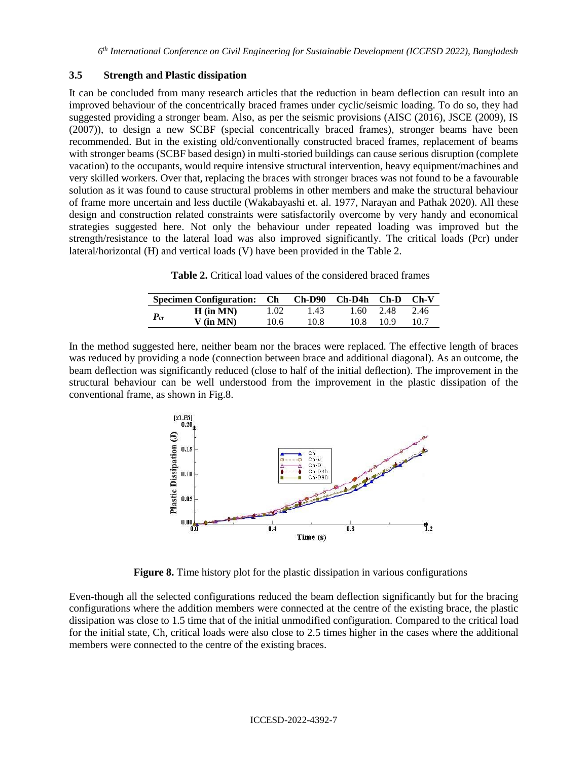### 3.5 Strength and Plastic dissipation

It can be concluded from many research articles that the reduction in beam deflection can result into an improved behaviour of the concentrically braced frames under cyclic/seismic loading. To do so, they had suggested providing a stronger beam. Also, as per the seismic provisions (AISC (2016), JSCE (2009), IS (2007)), to design a new SCBF (special concentrically braced frames), stronger beams have been recommended. But in the existing old/conventionally constructed braced frames, replacement of beams with stronger beams (SCBF based design) in multi-storied buildings can cause serious disruption (complete vacation) to the occupants, would require intensive structural intervention, heavy equipment/machines and very skilled workers. Over that, replacing the braces with stronger braces was not found to be a favourable solution as it was found to cause structural problems in other members and make the structural behaviour of frame more uncertain and less ductile (Wakabayashi et. al. 1977, Narayan and Pathak 2020). All these design and construction related constraints were satisfactorily overcome by very handy and economical strategies suggested here. Not only the behaviour under repeated loading was improved but the strength/resistance to the lateral load was also improved significantly. The critical loads (Pcr) under lateral/horizontal (H) and vertical loads (V) have been provided in the Table 2.

**Table 2.** Critical load values of the considered braced frames

| Specimen Configuration: | | Ch | Ch-D90 | Ch-D4h | Ch-D | Ch-V |
|---|---|---|---|---|---|---|
| $P_{cr}$ | H (in MN) | 1.02 | 1.43 | 1.60 | 2.48 | 2.46 |
| | V (in MN) | 10.6 | 10.8 | 10.8 | 10.9 | 10.7 |

In the method suggested here, neither beam nor the braces were replaced. The effective length of braces was reduced by providing a node (connection between brace and additional diagonal). As an outcome, the beam deflection was significantly reduced (close to half of the initial deflection). The improvement in the structural behaviour can be well understood from the improvement in the plastic dissipation of the conventional frame, as shown in Fig.8.

**Figure 8.** Time history plot for the plastic dissipation in various configurations

Even-though all the selected configurations reduced the beam deflection significantly but for the bracing configurations where the addition members were connected at the centre of the existing brace, the plastic dissipation was close to 1.5 time that of the initial unmodified configuration. Compared to the critical load for the initial state, Ch, critical loads were also close to 2.5 times higher in the cases where the additional members were connected to the centre of the existing braces.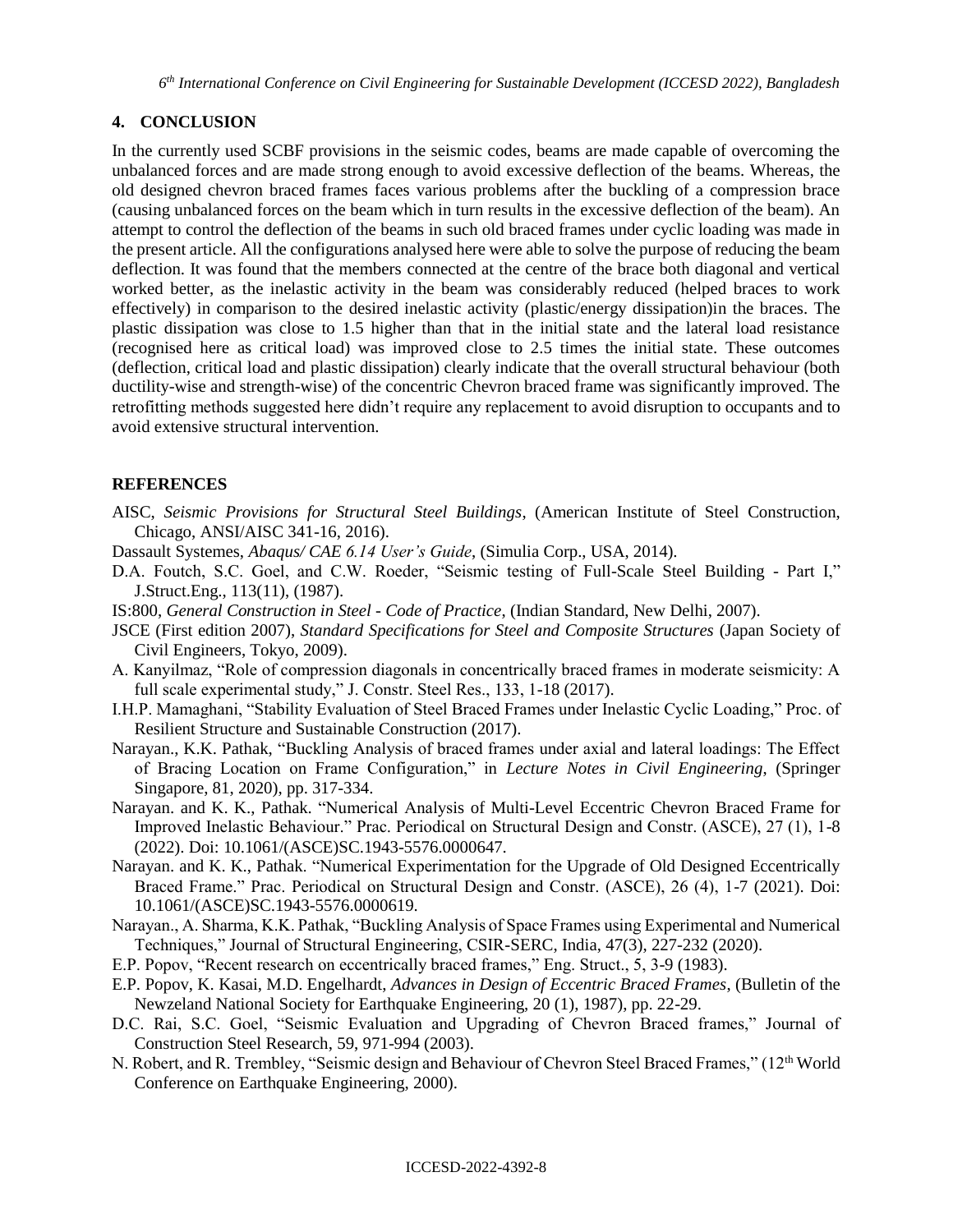## 4. CONCLUSION

In the currently used SCBF provisions in the seismic codes, beams are made capable of overcoming the unbalanced forces and are made strong enough to avoid excessive deflection of the beams. Whereas, the old designed chevron braced frames faces various problems after the buckling of a compression brace (causing unbalanced forces on the beam which in turn results in the excessive deflection of the beam). An attempt to control the deflection of the beams in such old braced frames under cyclic loading was made in the present article. All the configurations analysed here were able to solve the purpose of reducing the beam deflection. It was found that the members connected at the centre of the brace both diagonal and vertical worked better, as the inelastic activity in the beam was considerably reduced (helped braces to work effectively) in comparison to the desired inelastic activity (plastic/energy dissipation)in the braces. The plastic dissipation was close to 1.5 higher than that in the initial state and the lateral load resistance (recognised here as critical load) was improved close to 2.5 times the initial state. These outcomes (deflection, critical load and plastic dissipation) clearly indicate that the overall structural behaviour (both ductility-wise and strength-wise) of the concentric Chevron braced frame was significantly improved. The retrofitting methods suggested here didn't require any replacement to avoid disruption to occupants and to avoid extensive structural intervention.

## REFERENCES

AISC, *Seismic Provisions for Structural Steel Buildings*, (American Institute of Steel Construction, Chicago, ANSI/AISC 341-16, 2016).

Dassault Systemes, *Abaqus/ CAE 6.14 User's Guide*, (Simulia Corp., USA, 2014).

D.A. Foutch, S.C. Goel, and C.W. Roeder, "Seismic testing of Full-Scale Steel Building - Part I," J.Struct.Eng., 113(11), (1987).

IS:800, *General Construction in Steel - Code of Practice*, (Indian Standard, New Delhi, 2007).

JSCE (First edition 2007), *Standard Specifications for Steel and Composite Structures* (Japan Society of Civil Engineers, Tokyo, 2009).

A. Kanyilmaz, "Role of compression diagonals in concentrically braced frames in moderate seismicity: A full scale experimental study," J. Constr. Steel Res., 133, 1-18 (2017).

I.H.P. Mamaghani, "Stability Evaluation of Steel Braced Frames under Inelastic Cyclic Loading," Proc. of Resilient Structure and Sustainable Construction (2017).

Narayan., K.K. Pathak, "Buckling Analysis of braced frames under axial and lateral loadings: The Effect of Bracing Location on Frame Configuration," in *Lecture Notes in Civil Engineering*, (Springer Singapore, 81, 2020), pp. 317-334.

Narayan. and K. K., Pathak. "Numerical Analysis of Multi-Level Eccentric Chevron Braced Frame for Improved Inelastic Behaviour." Prac. Periodical on Structural Design and Constr. (ASCE), 27 (1), 1-8 (2022). Doi: 10.1061/(ASCE)SC.1943-5576.0000647.

Narayan. and K. K., Pathak. "Numerical Experimentation for the Upgrade of Old Designed Eccentrically Braced Frame." Prac. Periodical on Structural Design and Constr. (ASCE), 26 (4), 1-7 (2021). Doi: 10.1061/(ASCE)SC.1943-5576.0000619.

Narayan., A. Sharma, K.K. Pathak, "Buckling Analysis of Space Frames using Experimental and Numerical Techniques," Journal of Structural Engineering, CSIR-SERC, India, 47(3), 227-232 (2020).

E.P. Popov, "Recent research on eccentrically braced frames," Eng. Struct., 5, 3-9 (1983).

E.P. Popov, K. Kasai, M.D. Engelhardt, *Advances in Design of Eccentric Braced Frames*, (Bulletin of the Newzeland National Society for Earthquake Engineering, 20 (1), 1987), pp. 22-29.

D.C. Rai, S.C. Goel, "Seismic Evaluation and Upgrading of Chevron Braced frames," Journal of Construction Steel Research, 59, 971-994 (2003).

N. Robert, and R. Trembley, "Seismic design and Behaviour of Chevron Steel Braced Frames," (12th World Conference on Earthquake Engineering, 2000).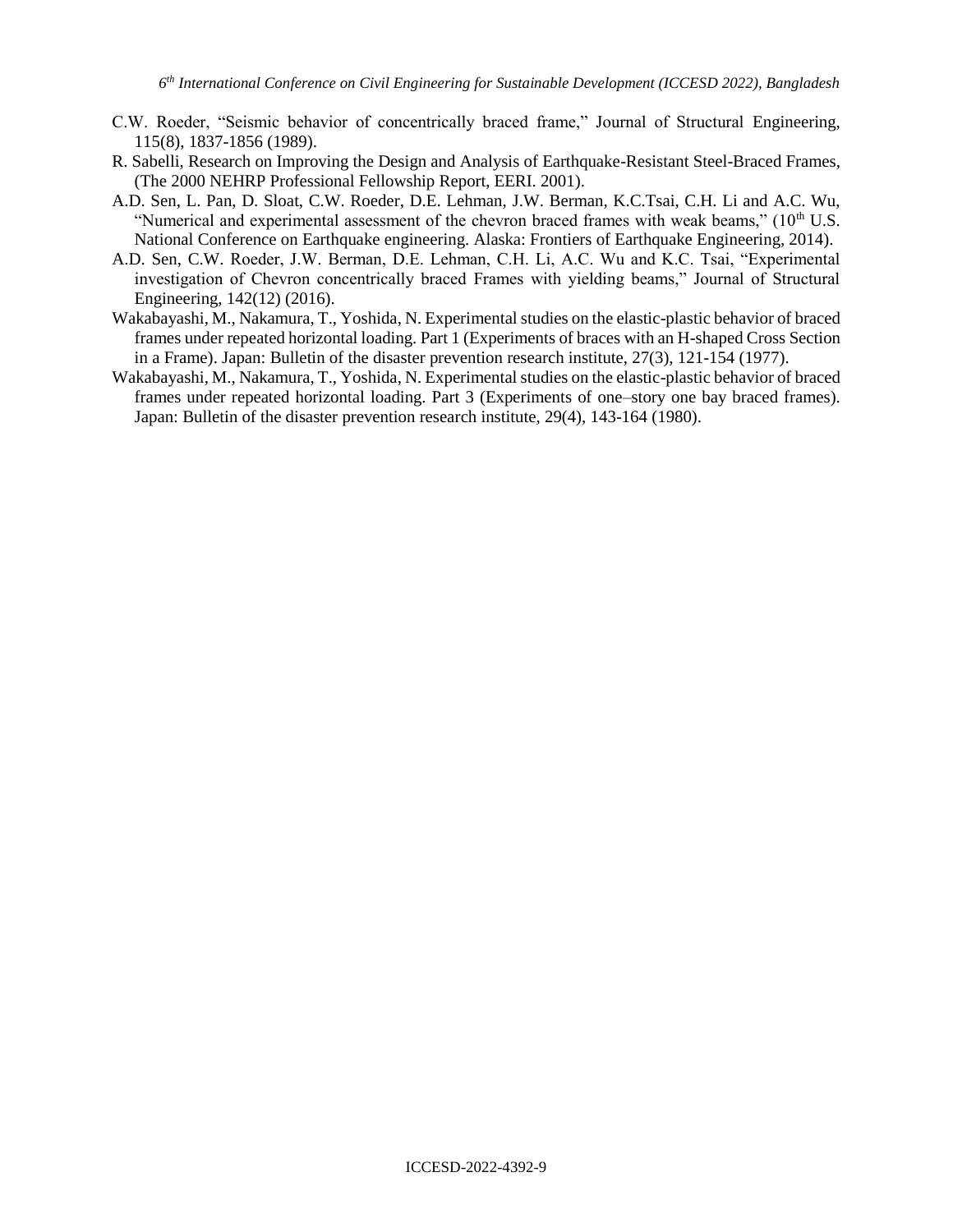C.W. Roeder, "Seismic behavior of concentrically braced frame," Journal of Structural Engineering, 115(8), 1837-1856 (1989).

R. Sabelli, Research on Improving the Design and Analysis of Earthquake-Resistant Steel-Braced Frames, (The 2000 NEHRP Professional Fellowship Report, EERI. 2001).

A.D. Sen, L. Pan, D. Sloat, C.W. Roeder, D.E. Lehman, J.W. Berman, K.C.Tsai, C.H. Li and A.C. Wu, "Numerical and experimental assessment of the chevron braced frames with weak beams," (10th U.S. National Conference on Earthquake engineering. Alaska: Frontiers of Earthquake Engineering, 2014).

A.D. Sen, C.W. Roeder, J.W. Berman, D.E. Lehman, C.H. Li, A.C. Wu and K.C. Tsai, "Experimental investigation of Chevron concentrically braced Frames with yielding beams," Journal of Structural Engineering, 142(12) (2016).

Wakabayashi, M., Nakamura, T., Yoshida, N. Experimental studies on the elastic-plastic behavior of braced frames under repeated horizontal loading. Part 1 (Experiments of braces with an H-shaped Cross Section in a Frame). Japan: Bulletin of the disaster prevention research institute, 27(3), 121-154 (1977).

Wakabayashi, M., Nakamura, T., Yoshida, N. Experimental studies on the elastic-plastic behavior of braced frames under repeated horizontal loading. Part 3 (Experiments of one–story one bay braced frames). Japan: Bulletin of the disaster prevention research institute, 29(4), 143-164 (1980).